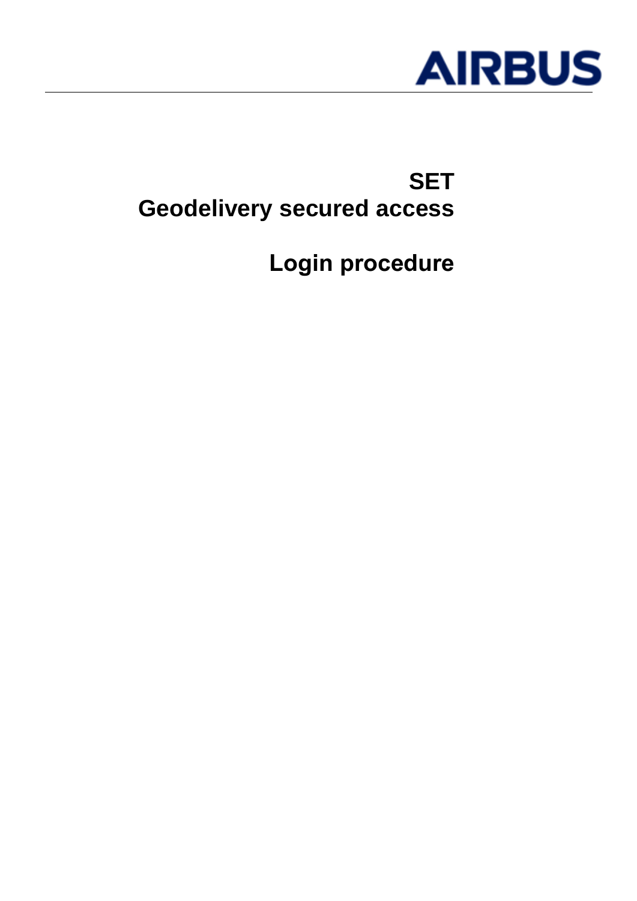# SET
# Geodelivery secured access

## Login procedure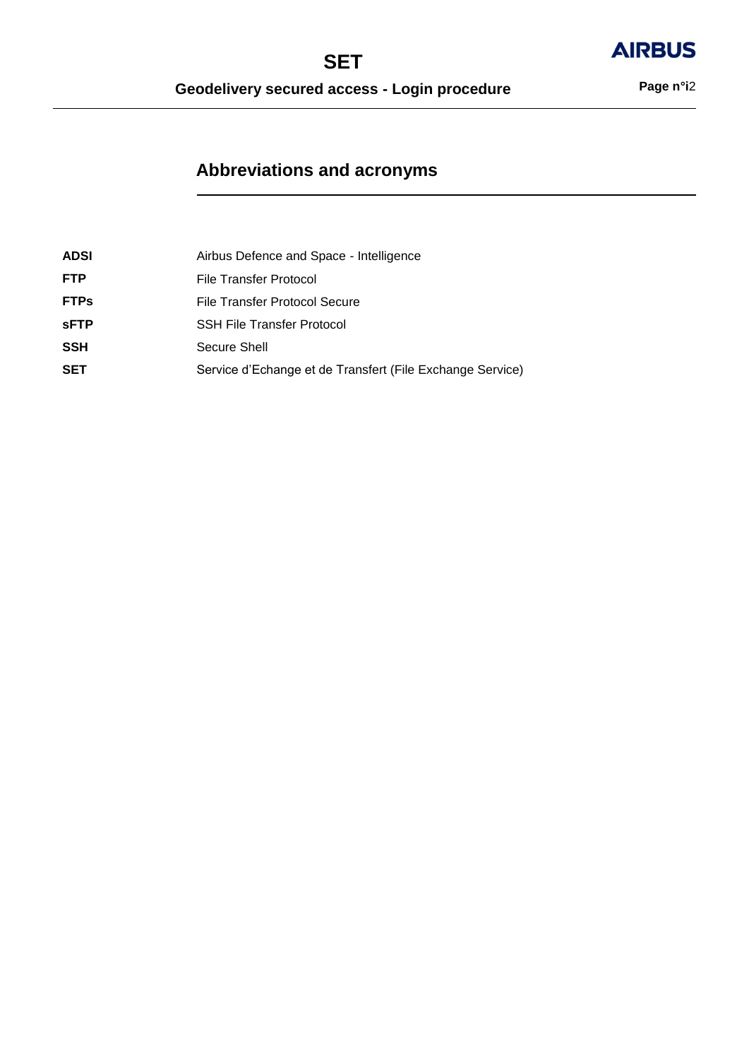## Abbreviations and acronyms

| | |
|---|---|
| **ADSI** | Airbus Defence and Space - Intelligence |
| **FTP** | File Transfer Protocol |
| **FTPs** | File Transfer Protocol Secure |
| **sFTP** | SSH File Transfer Protocol |
| **SSH** | Secure Shell |
| **SET** | Service d'Echange et de Transfert (File Exchange Service) |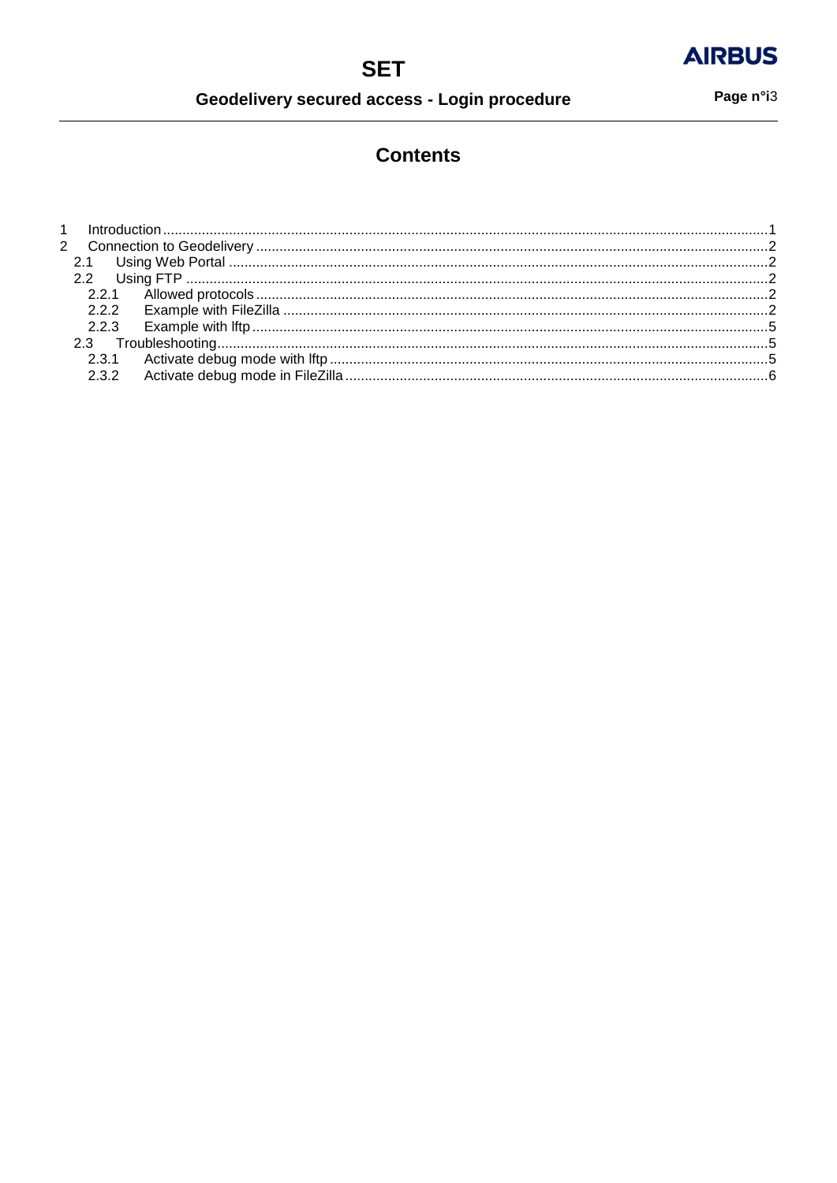# Contents

1 Introduction ..... 1
2 Connection to Geodelivery ..... 2
  2.1 Using Web Portal ..... 2
  2.2 Using FTP ..... 2
    2.2.1 Allowed protocols ..... 2
    2.2.2 Example with FileZilla ..... 2
    2.2.3 Example with lftp ..... 5
  2.3 Troubleshooting ..... 5
    2.3.1 Activate debug mode with lftp ..... 5
    2.3.2 Activate debug mode in FileZilla ..... 6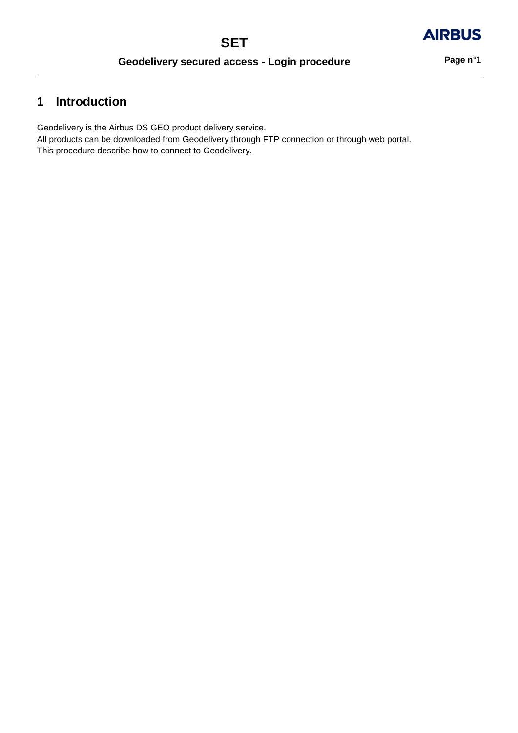# 1 Introduction

Geodelivery is the Airbus DS GEO product delivery service.
All products can be downloaded from Geodelivery through FTP connection or through web portal.
This procedure describe how to connect to Geodelivery.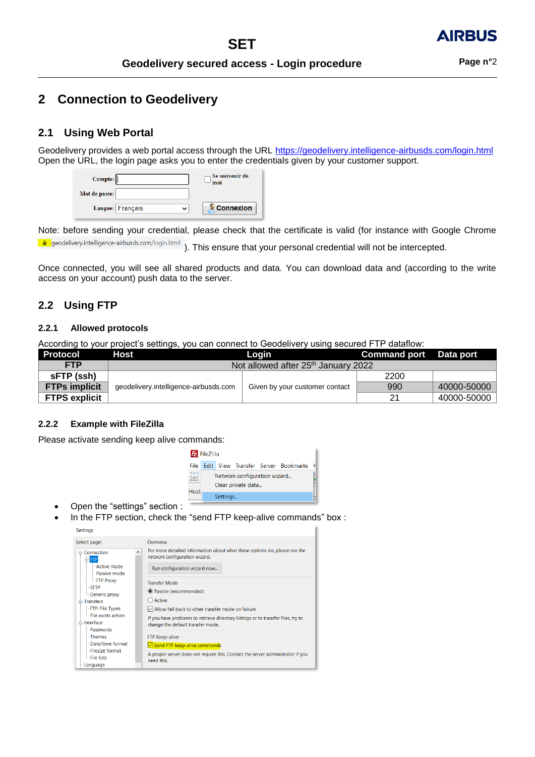# 2 Connection to Geodelivery

## 2.1 Using Web Portal

Geodelivery provides a web portal access through the URL https://geodelivery.intelligence-airbusds.com/login.html Open the URL, the login page asks you to enter the credentials given by your customer support.

Note: before sending your credential, please check that the certificate is valid (for instance with Google Chrome geodelivery.intelligence-airbusds.com/login.html). This ensure that your personal credential will not be intercepted.

Once connected, you will see all shared products and data. You can download data and (according to the write access on your account) push data to the server.

## 2.2 Using FTP

### 2.2.1 Allowed protocols

According to your project's settings, you can connect to Geodelivery using secured FTP dataflow:

| Protocol | Host | Login | Command port | Data port |
|---|---|---|---|---|
| FTP | Not allowed after 25th January 2022 | | | |
| sFTP (ssh) | geodelivery.intelligence-airbusds.com | Given by your customer contact | 2200 | |
| FTPs implicit | | | 990 | 40000-50000 |
| FTPS explicit | | | 21 | 40000-50000 |

### 2.2.2 Example with FileZilla

Please activate sending keep alive commands:

- Open the "settings" section :
- In the FTP section, check the "send FTP keep-alive commands" box :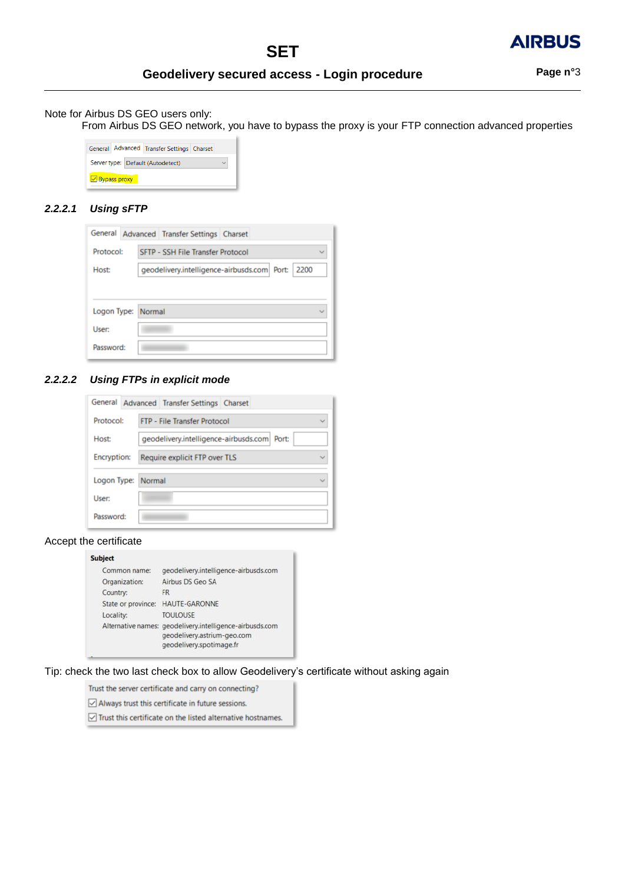Note for Airbus DS GEO users only:

From Airbus DS GEO network, you have to bypass the proxy is your FTP connection advanced properties

General | Advanced | Transfer Settings | Charset

Server type: Default (Autodetect)

☑ Bypass proxy

#### 2.2.2.1 Using sFTP

General | Advanced | Transfer Settings | Charset

| | |
|---|---|
| Protocol: | SFTP - SSH File Transfer Protocol |
| Host: | geodelivery.intelligence-airbusds.com Port: 2200 |
| Logon Type: | Normal |
| User: | |
| Password: | |

#### 2.2.2.2 Using FTPs in explicit mode

General | Advanced | Transfer Settings | Charset

| | |
|---|---|
| Protocol: | FTP - File Transfer Protocol |
| Host: | geodelivery.intelligence-airbusds.com Port: |
| Encryption: | Require explicit FTP over TLS |
| Logon Type: | Normal |
| User: | |
| Password: | |

Accept the certificate

**Subject**

| | |
|---|---|
| Common name: | geodelivery.intelligence-airbusds.com |
| Organization: | Airbus DS Geo SA |
| Country: | FR |
| State or province: | HAUTE-GARONNE |
| Locality: | TOULOUSE |
| Alternative names: | geodelivery.intelligence-airbusds.com<br>geodelivery.astrium-geo.com<br>geodelivery.spotimage.fr |

Tip: check the two last check box to allow Geodelivery's certificate without asking again

Trust the server certificate and carry on connecting?

☑ Always trust this certificate in future sessions.

☑ Trust this certificate on the listed alternative hostnames.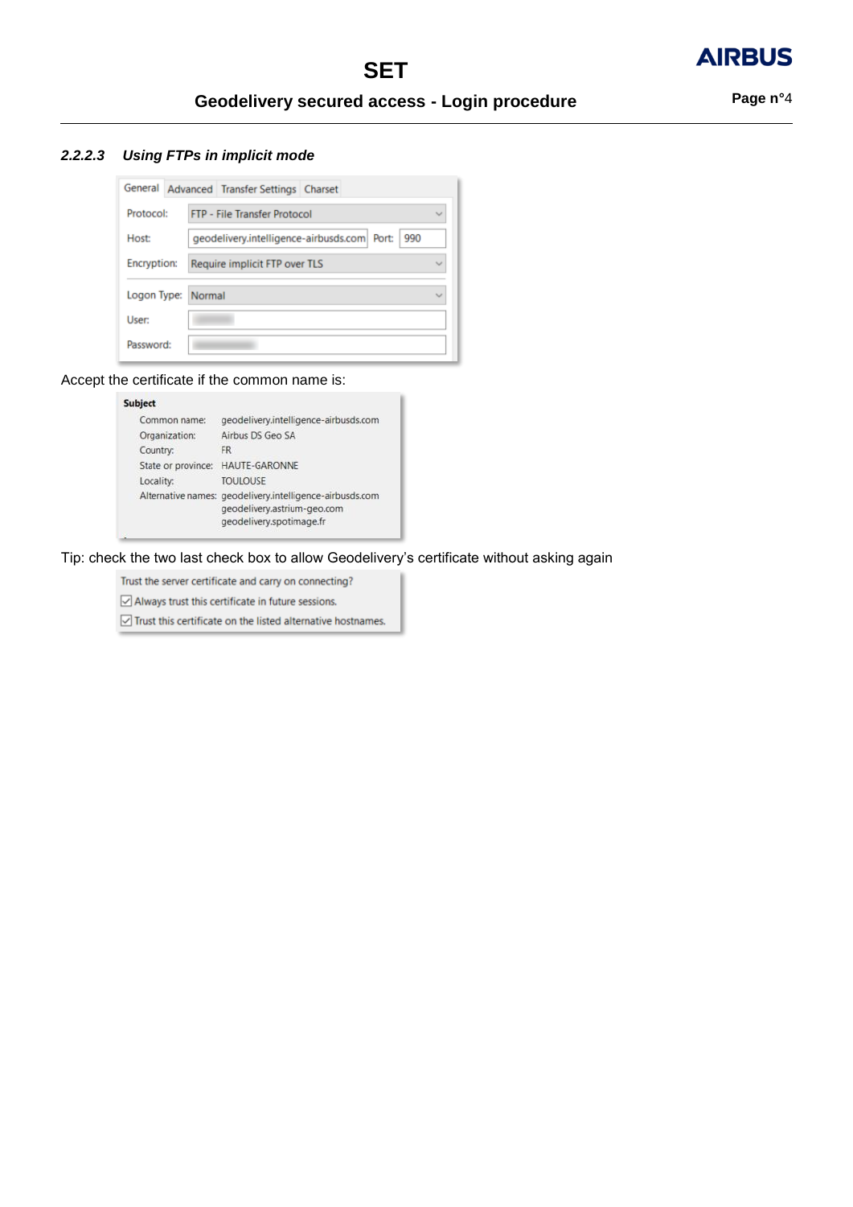#### 2.2.2.3 *Using FTPs in implicit mode*

| General | Advanced | Transfer Settings | Charset |
|---|---|---|---|

| | |
|---|---|
| Protocol: | FTP - File Transfer Protocol |
| Host: | geodelivery.intelligence-airbusds.com Port: 990 |
| Encryption: | Require implicit FTP over TLS |
| Logon Type: | Normal |
| User: | |
| Password: | |

Accept the certificate if the common name is:

**Subject**

| | |
|---|---|
| Common name: | geodelivery.intelligence-airbusds.com |
| Organization: | Airbus DS Geo SA |
| Country: | FR |
| State or province: | HAUTE-GARONNE |
| Locality: | TOULOUSE |
| Alternative names: | geodelivery.intelligence-airbusds.com<br>geodelivery.astrium-geo.com<br>geodelivery.spotimage.fr |

Tip: check the two last check box to allow Geodelivery's certificate without asking again

Trust the server certificate and carry on connecting?

- [x] Always trust this certificate in future sessions.
- [x] Trust this certificate on the listed alternative hostnames.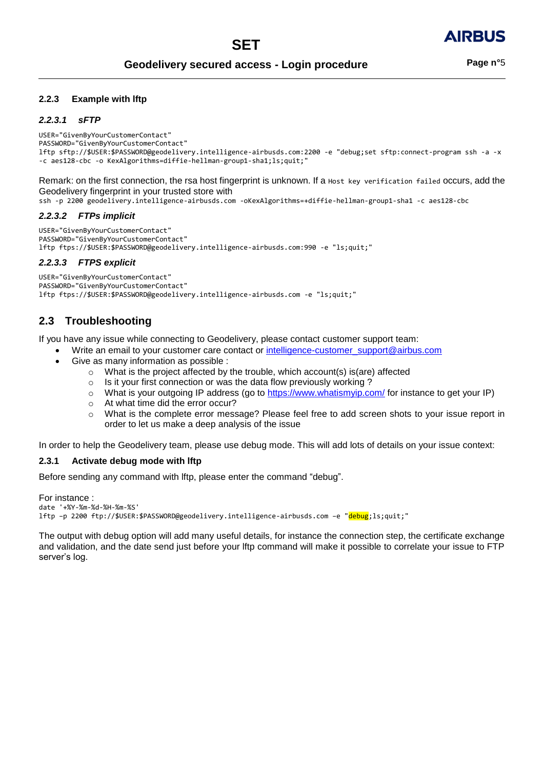### 2.2.3 Example with lftp

#### *2.2.3.1 sFTP*

```
USER="GivenByYourCustomerContact"
PASSWORD="GivenByYourCustomerContact"
lftp sftp://$USER:$PASSWORD@geodelivery.intelligence-airbusds.com:2200 -e "debug;set sftp:connect-program ssh -a -x
-c aes128-cbc -o KexAlgorithms=diffie-hellman-group1-sha1;ls;quit;"
```

Remark: on the first connection, the rsa host fingerprint is unknown. If a `Host key verification failed` occurs, add the Geodelivery fingerprint in your trusted store with

```
ssh -p 2200 geodelivery.intelligence-airbusds.com -oKexAlgorithms=+diffie-hellman-group1-sha1 -c aes128-cbc
```

#### *2.2.3.2 FTPs implicit*

```
USER="GivenByYourCustomerContact"
PASSWORD="GivenByYourCustomerContact"
lftp ftps://$USER:$PASSWORD@geodelivery.intelligence-airbusds.com:990 -e "ls;quit;"
```

#### *2.2.3.3 FTPS explicit*

```
USER="GivenByYourCustomerContact"
PASSWORD="GivenByYourCustomerContact"
lftp ftps://$USER:$PASSWORD@geodelivery.intelligence-airbusds.com -e "ls;quit;"
```

## 2.3 Troubleshooting

If you have any issue while connecting to Geodelivery, please contact customer support team:

- Write an email to your customer care contact or intelligence-customer_support@airbus.com
- Give as many information as possible :
  - What is the project affected by the trouble, which account(s) is(are) affected
  - Is it your first connection or was the data flow previously working ?
  - What is your outgoing IP address (go to https://www.whatismyip.com/ for instance to get your IP)
  - At what time did the error occur?
  - What is the complete error message? Please feel free to add screen shots to your issue report in order to let us make a deep analysis of the issue

In order to help the Geodelivery team, please use debug mode. This will add lots of details on your issue context:

### 2.3.1 Activate debug mode with lftp

Before sending any command with lftp, please enter the command “debug”.

For instance :

```
date '+%Y-%m-%d-%H-%m-%S'
lftp –p 2200 ftp://$USER:$PASSWORD@geodelivery.intelligence-airbusds.com –e "debug;ls;quit;"
```

The output with debug option will add many useful details, for instance the connection step, the certificate exchange and validation, and the date send just before your lftp command will make it possible to correlate your issue to FTP server’s log.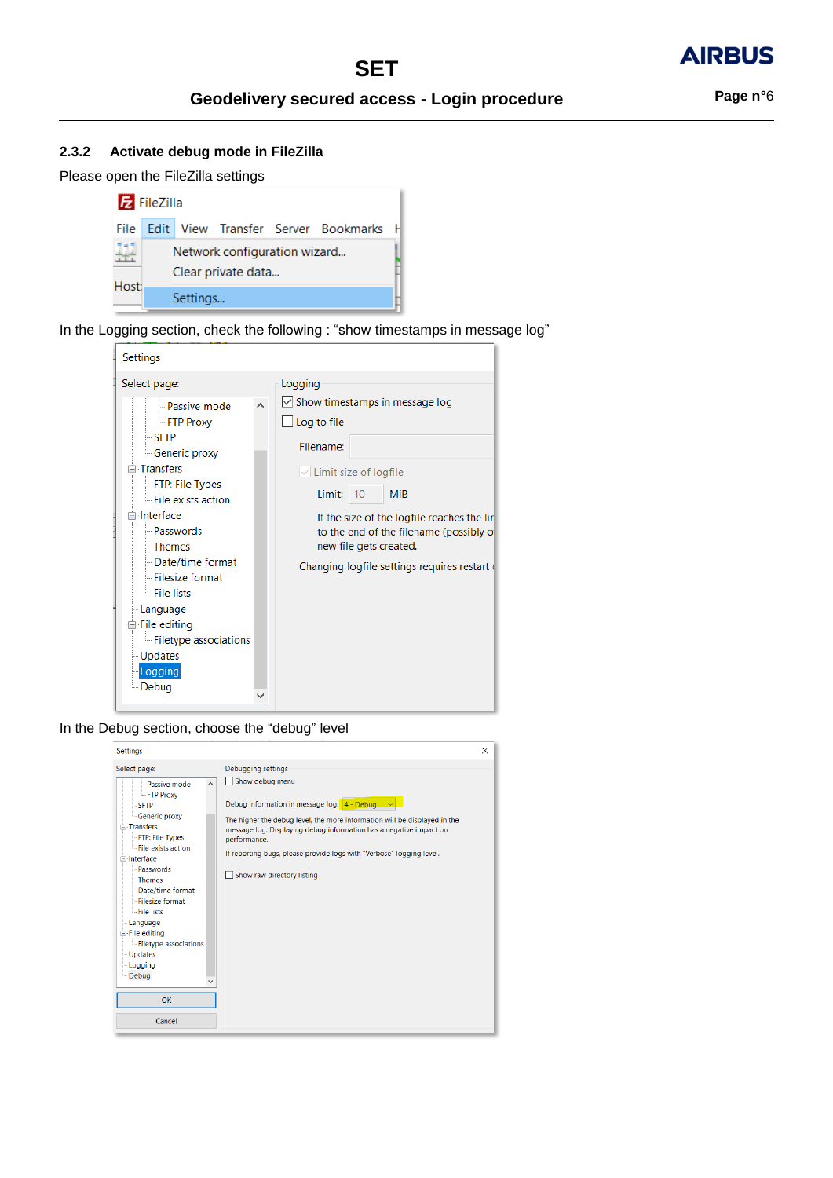### 2.3.2 Activate debug mode in FileZilla

Please open the FileZilla settings

In the Logging section, check the following : “show timestamps in message log”

In the Debug section, choose the “debug” level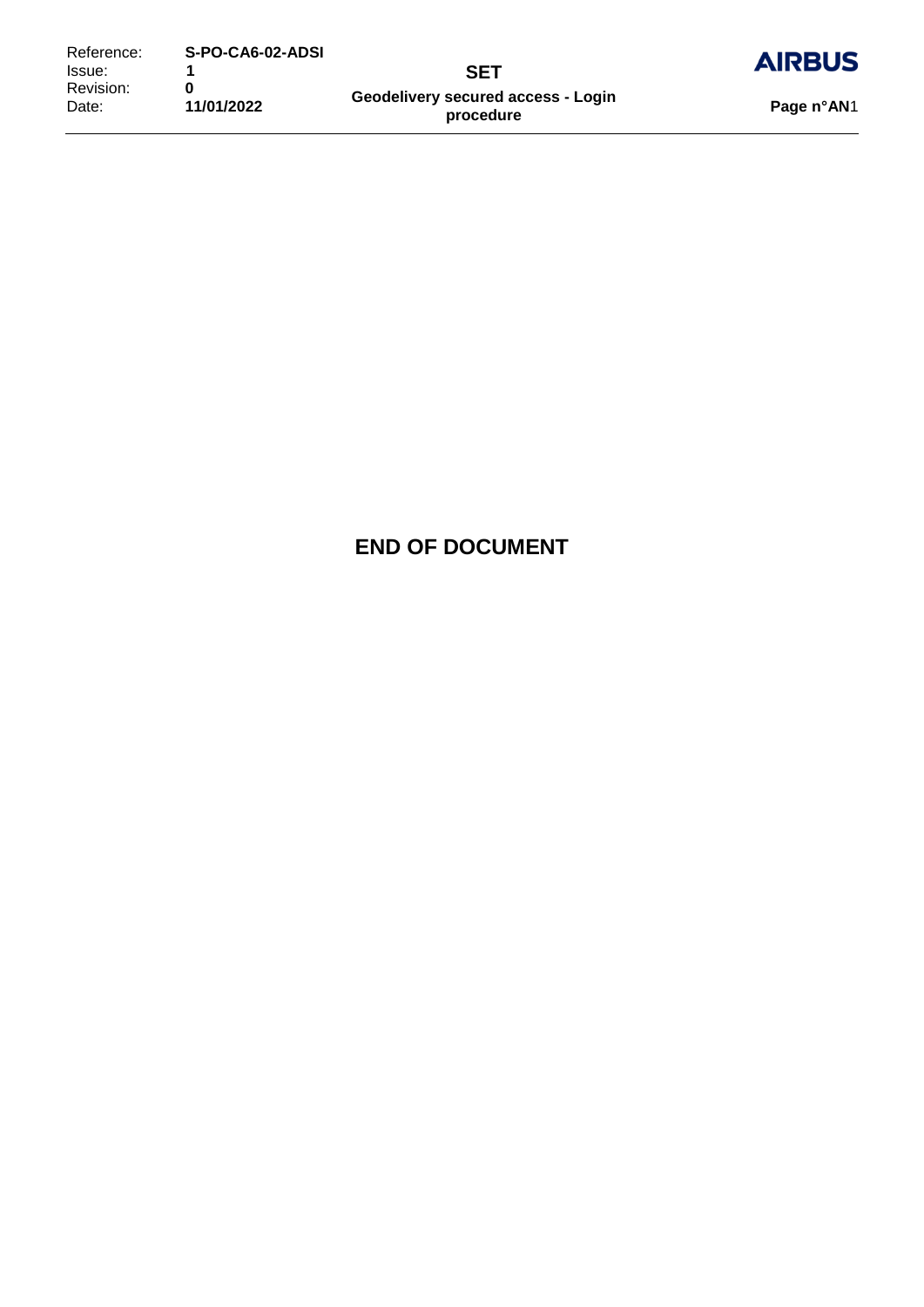**END OF DOCUMENT**